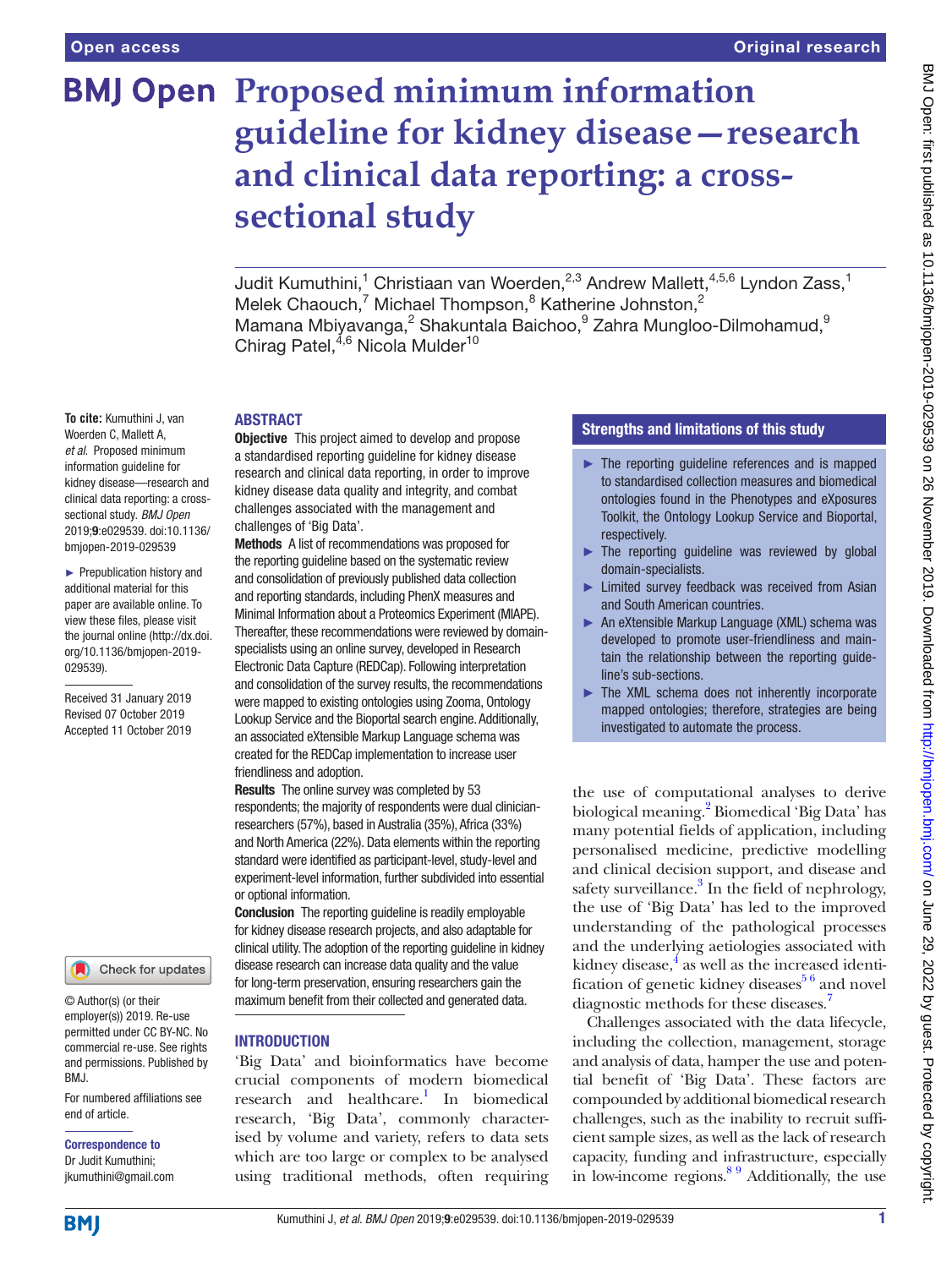# Proposed minimum information guideline for kidney disease—research and clinical data reporting: a cross-sectional study

Judit Kumuthini,[1] Christiaan van Woerden,[2,3] Andrew Mallett,[4,5,6] Lyndon Zass,[1] Melek Chaouch,[7] Michael Thompson,[8] Katherine Johnston,[2] Mamana Mbiyavanga,[2] Shakuntala Baichoo,[9] Zahra Mungloo-Dilmohamud,[9] Chirag Patel,[4,6] Nicola Mulder[10]

**To cite:** Kumuthini J, van Woerden C, Mallett A, *et al*. Proposed minimum information guideline for kidney disease—research and clinical data reporting: a cross-sectional study. *BMJ Open* 2019;**9**:e029539. doi:10.1136/bmjopen-2019-029539

► Prepublication history and additional material for this paper are available online. To view these files, please visit the journal online (http://dx.doi.org/10.1136/bmjopen-2019-029539).

Received 31 January 2019
Revised 07 October 2019
Accepted 11 October 2019

© Author(s) (or their employer(s)) 2019. Re-use permitted under CC BY-NC. No commercial re-use. See rights and permissions. Published by BMJ.

For numbered affiliations see end of article.

**Correspondence to**
Dr Judit Kumuthini;
jkumuthini@gmail.com

## ABSTRACT

**Objective** This project aimed to develop and propose a standardised reporting guideline for kidney disease research and clinical data reporting, in order to improve kidney disease data quality and integrity, and combat challenges associated with the management and challenges of 'Big Data'.

**Methods** A list of recommendations was proposed for the reporting guideline based on the systematic review and consolidation of previously published data collection and reporting standards, including PhenX measures and Minimal Information about a Proteomics Experiment (MIAPE). Thereafter, these recommendations were reviewed by domain-specialists using an online survey, developed in Research Electronic Data Capture (REDCap). Following interpretation and consolidation of the survey results, the recommendations were mapped to existing ontologies using Zooma, Ontology Lookup Service and the Bioportal search engine. Additionally, an associated eXtensible Markup Language schema was created for the REDCap implementation to increase user friendliness and adoption.

**Results** The online survey was completed by 53 respondents; the majority of respondents were dual clinician-researchers (57%), based in Australia (35%), Africa (33%) and North America (22%). Data elements within the reporting standard were identified as participant-level, study-level and experiment-level information, further subdivided into essential or optional information.

**Conclusion** The reporting guideline is readily employable for kidney disease research projects, and also adaptable for clinical utility. The adoption of the reporting guideline in kidney disease research can increase data quality and the value for long-term preservation, ensuring researchers gain the maximum benefit from their collected and generated data.

## Strengths and limitations of this study

- ► The reporting guideline references and is mapped to standardised collection measures and biomedical ontologies found in the Phenotypes and eXposures Toolkit, the Ontology Lookup Service and Bioportal, respectively.
- ► The reporting guideline was reviewed by global domain-specialists.
- ► Limited survey feedback was received from Asian and South American countries.
- ► An eXtensible Markup Language (XML) schema was developed to promote user-friendliness and maintain the relationship between the reporting guideline's sub-sections.
- ► The XML schema does not inherently incorporate mapped ontologies; therefore, strategies are being investigated to automate the process.

## INTRODUCTION

'Big Data' and bioinformatics have become crucial components of modern biomedical research and healthcare.[1] In biomedical research, 'Big Data', commonly characterised by volume and variety, refers to data sets which are too large or complex to be analysed using traditional methods, often requiring the use of computational analyses to derive biological meaning.[2] Biomedical 'Big Data' has many potential fields of application, including personalised medicine, predictive modelling and clinical decision support, and disease and safety surveillance.[3] In the field of nephrology, the use of 'Big Data' has led to the improved understanding of the pathological processes and the underlying aetiologies associated with kidney disease,[4] as well as the increased identification of genetic kidney diseases[5,6] and novel diagnostic methods for these diseases.[7]

Challenges associated with the data lifecycle, including the collection, management, storage and analysis of data, hamper the use and potential benefit of 'Big Data'. These factors are compounded by additional biomedical research challenges, such as the inability to recruit sufficient sample sizes, as well as the lack of research capacity, funding and infrastructure, especially in low-income regions.[8,9] Additionally, the use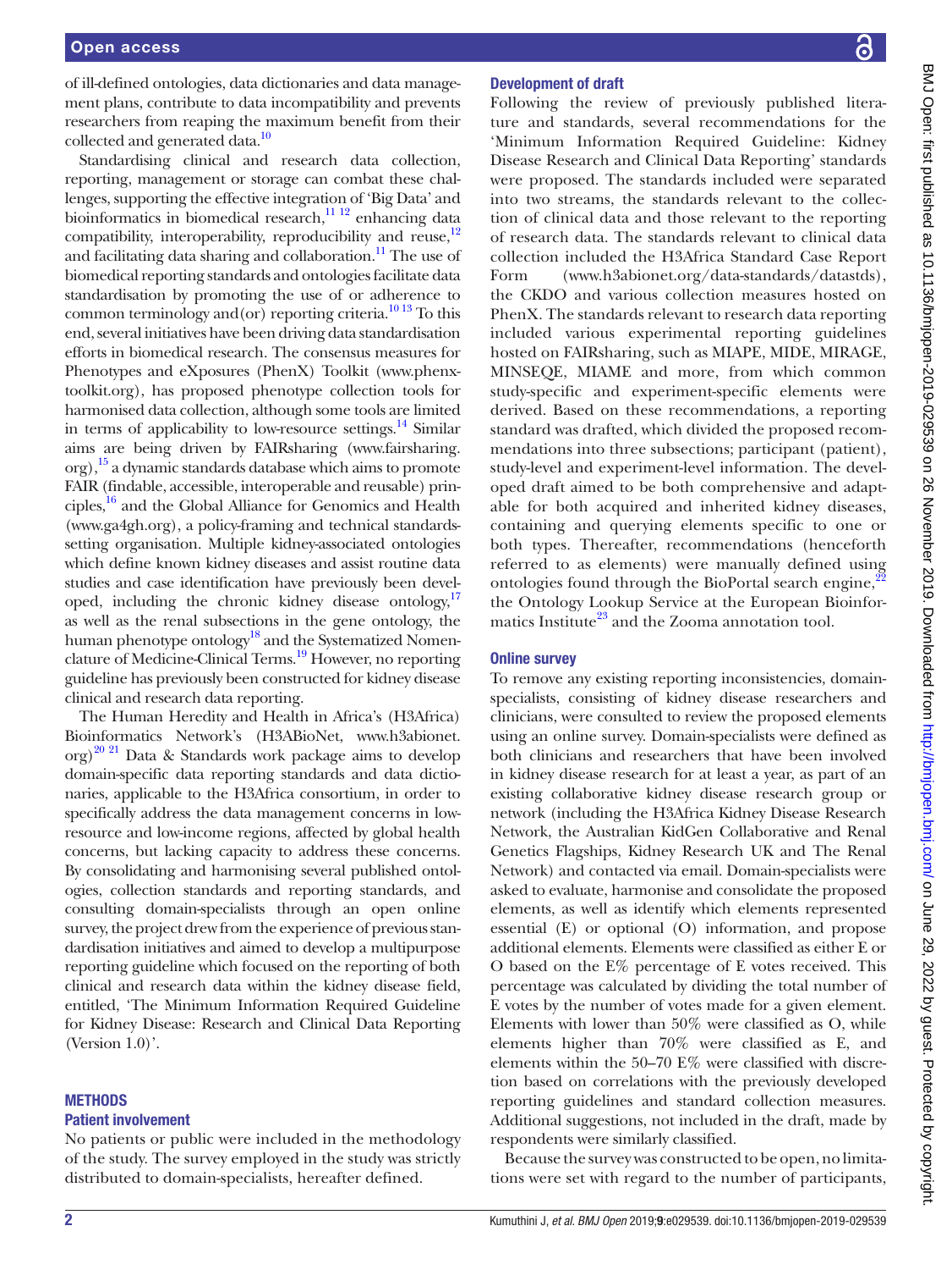of ill-defined ontologies, data dictionaries and data management plans, contribute to data incompatibility and prevents researchers from reaping the maximum benefit from their collected and generated data.[10]

Standardising clinical and research data collection, reporting, management or storage can combat these challenges, supporting the effective integration of 'Big Data' and bioinformatics in biomedical research,[11 12] enhancing data compatibility, interoperability, reproducibility and reuse,[12] and facilitating data sharing and collaboration.[11] The use of biomedical reporting standards and ontologies facilitate data standardisation by promoting the use of or adherence to common terminology and(or) reporting criteria.[10 13] To this end, several initiatives have been driving data standardisation efforts in biomedical research. The consensus measures for Phenotypes and eXposures (PhenX) Toolkit (www.phenxtoolkit.org), has proposed phenotype collection tools for harmonised data collection, although some tools are limited in terms of applicability to low-resource settings.[14] Similar aims are being driven by FAIRsharing (www.fairsharing.org),[15] a dynamic standards database which aims to promote FAIR (findable, accessible, interoperable and reusable) principles,[16] and the Global Alliance for Genomics and Health (www.ga4gh.org), a policy-framing and technical standards-setting organisation. Multiple kidney-associated ontologies which define known kidney diseases and assist routine data studies and case identification have previously been developed, including the chronic kidney disease ontology,[17] as well as the renal subsections in the gene ontology, the human phenotype ontology[18] and the Systematized Nomenclature of Medicine-Clinical Terms.[19] However, no reporting guideline has previously been constructed for kidney disease clinical and research data reporting.

The Human Heredity and Health in Africa's (H3Africa) Bioinformatics Network's (H3ABioNet, www.h3abionet.org)[20 21] Data & Standards work package aims to develop domain-specific data reporting standards and data dictionaries, applicable to the H3Africa consortium, in order to specifically address the data management concerns in low-resource and low-income regions, affected by global health concerns, but lacking capacity to address these concerns. By consolidating and harmonising several published ontologies, collection standards and reporting standards, and consulting domain-specialists through an open online survey, the project drew from the experience of previous standardisation initiatives and aimed to develop a multipurpose reporting guideline which focused on the reporting of both clinical and research data within the kidney disease field, entitled, 'The Minimum Information Required Guideline for Kidney Disease: Research and Clinical Data Reporting (Version 1.0)'.

## METHODS

### Patient involvement

No patients or public were included in the methodology of the study. The survey employed in the study was strictly distributed to domain-specialists, hereafter defined.

### Development of draft

Following the review of previously published literature and standards, several recommendations for the 'Minimum Information Required Guideline: Kidney Disease Research and Clinical Data Reporting' standards were proposed. The standards included were separated into two streams, the standards relevant to the collection of clinical data and those relevant to the reporting of research data. The standards relevant to clinical data collection included the H3Africa Standard Case Report Form (www.h3abionet.org/data-standards/datastds), the CKDO and various collection measures hosted on PhenX. The standards relevant to research data reporting included various experimental reporting guidelines hosted on FAIRsharing, such as MIAPE, MIDE, MIRAGE, MINSEQE, MIAME and more, from which common study-specific and experiment-specific elements were derived. Based on these recommendations, a reporting standard was drafted, which divided the proposed recommendations into three subsections; participant (patient), study-level and experiment-level information. The developed draft aimed to be both comprehensive and adaptable for both acquired and inherited kidney diseases, containing and querying elements specific to one or both types. Thereafter, recommendations (henceforth referred to as elements) were manually defined using ontologies found through the BioPortal search engine,[22] the Ontology Lookup Service at the European Bioinformatics Institute[23] and the Zooma annotation tool.

### Online survey

To remove any existing reporting inconsistencies, domain-specialists, consisting of kidney disease researchers and clinicians, were consulted to review the proposed elements using an online survey. Domain-specialists were defined as both clinicians and researchers that have been involved in kidney disease research for at least a year, as part of an existing collaborative kidney disease research group or network (including the H3Africa Kidney Disease Research Network, the Australian KidGen Collaborative and Renal Genetics Flagships, Kidney Research UK and The Renal Network) and contacted via email. Domain-specialists were asked to evaluate, harmonise and consolidate the proposed elements, as well as identify which elements represented essential (E) or optional (O) information, and propose additional elements. Elements were classified as either E or O based on the E% percentage of E votes received. This percentage was calculated by dividing the total number of E votes by the number of votes made for a given element. Elements with lower than 50% were classified as O, while elements higher than 70% were classified as E, and elements within the 50–70 E% were classified with discretion based on correlations with the previously developed reporting guidelines and standard collection measures. Additional suggestions, not included in the draft, made by respondents were similarly classified.

Because the survey was constructed to be open, no limitations were set with regard to the number of participants,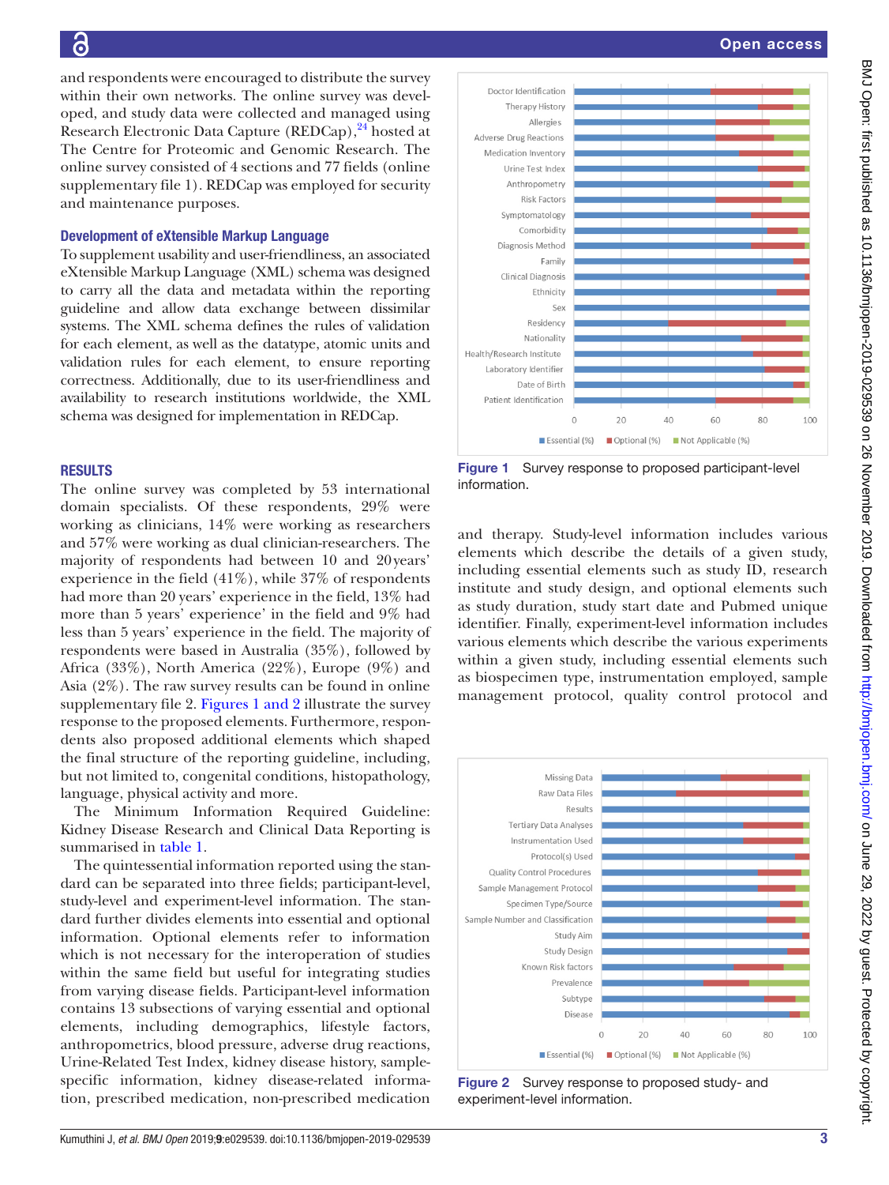and respondents were encouraged to distribute the survey within their own networks. The online survey was developed, and study data were collected and managed using Research Electronic Data Capture (REDCap),[24] hosted at The Centre for Proteomic and Genomic Research. The online survey consisted of 4 sections and 77 fields (online supplementary file 1). REDCap was employed for security and maintenance purposes.

### Development of eXtensible Markup Language

To supplement usability and user-friendliness, an associated eXtensible Markup Language (XML) schema was designed to carry all the data and metadata within the reporting guideline and allow data exchange between dissimilar systems. The XML schema defines the rules of validation for each element, as well as the datatype, atomic units and validation rules for each element, to ensure reporting correctness. Additionally, due to its user-friendliness and availability to research institutions worldwide, the XML schema was designed for implementation in REDCap.

## RESULTS

The online survey was completed by 53 international domain specialists. Of these respondents, 29% were working as clinicians, 14% were working as researchers and 57% were working as dual clinician-researchers. The majority of respondents had between 10 and 20 years' experience in the field (41%), while 37% of respondents had more than 20 years' experience in the field, 13% had more than 5 years' experience' in the field and 9% had less than 5 years' experience in the field. The majority of respondents were based in Australia (35%), followed by Africa (33%), North America (22%), Europe (9%) and Asia (2%). The raw survey results can be found in online supplementary file 2. Figures 1 and 2 illustrate the survey response to the proposed elements. Furthermore, respondents also proposed additional elements which shaped the final structure of the reporting guideline, including, but not limited to, congenital conditions, histopathology, language, physical activity and more.

The Minimum Information Required Guideline: Kidney Disease Research and Clinical Data Reporting is summarised in table 1.

The quintessential information reported using the standard can be separated into three fields; participant-level, study-level and experiment-level information. The standard further divides elements into essential and optional information. Optional elements refer to information which is not necessary for the interoperation of studies within the same field but useful for integrating studies from varying disease fields. Participant-level information contains 13 subsections of varying essential and optional elements, including demographics, lifestyle factors, anthropometrics, blood pressure, adverse drug reactions, Urine-Related Test Index, kidney disease history, sample-specific information, kidney disease-related information, prescribed medication, non-prescribed medication and therapy. Study-level information includes various elements which describe the details of a given study, including essential elements such as study ID, research institute and study design, and optional elements such as study duration, study start date and Pubmed unique identifier. Finally, experiment-level information includes various elements which describe the various experiments within a given study, including essential elements such as biospecimen type, instrumentation employed, sample management protocol, quality control protocol and

**Figure 1** Survey response to proposed participant-level information.

**Figure 2** Survey response to proposed study- and experiment-level information.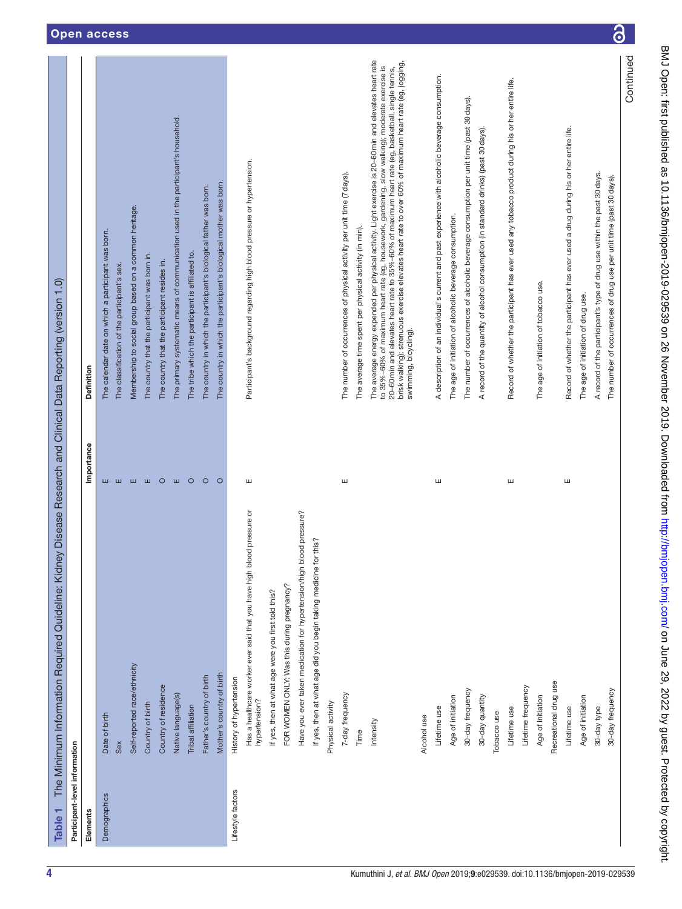**Table 1** The Minimum Information Required Guideline: Kidney Disease Research and Clinical Data Reporting (version 1.0)

| Participant-level information | | | |
|---|---|---|---|
| **Elements** | | **Importance** | **Definition** |
| Demographics | Date of birth | E | The calendar date on which a participant was born. |
| | Sex | E | The classification of the participant's sex. |
| | Self-reported race/ethnicity | E | Membership to social group based on a common heritage. |
| | Country of birth | E | The country that the participant was born in. |
| | Country of residence | O | The country that the participant resides in. |
| | Native language(s) | E | The primary systematic means of communication used in the participant's household. |
| | Tribal affiliation | O | The tribe which the participant is affiliated to. |
| | Father's country of birth | O | The country in which the participant's biological father was born. |
| | Mother's country of birth | O | The country in which the participant's biological mother was born. |
| Lifestyle factors | History of hypertension | | |
| | Has a healthcare worker ever said that you have high blood pressure or hypertension? | E | Participant's background regarding high blood pressure or hypertension. |
| | If yes, then at what age were you first told this? | | |
| | FOR WOMEN ONLY: Was this during pregnancy? | | |
| | Have you ever taken medication for hypertension/high blood pressure? | | |
| | If yes, then at what age did you begin taking medicine for this? | | |
| | Physical activity | | |
| | 7-day frequency | E | The number of occurrences of physical activity per unit time (7 days). |
| | Time | | The average time spent per physical activity (in min). |
| | Intensity | | The average energy expended per physical activity. Light exercise is 20–60min and elevates heart rate to 35%–60% of maximum heart rate (eg, housework, gardening, slow walking); moderate exercise is 20–60min and elevates heart rate to 35%–60% of maximum heart rate (eg, basketball, single tennis, brisk walking); strenuous exercise elevates heart rate to over 60% of maximum heart rate (eg, jogging, swimming, bicycling). |
| | Alcohol use | | |
| | Lifetime use | E | A description of an individual's current and past experience with alcoholic beverage consumption. |
| | Age of initiation | | The age of initiation of alcoholic beverage consumption. |
| | 30-day frequency | | The number of occurrences of alcoholic beverage consumption per unit time (past 30 days). |
| | 30-day quantity | | A record of the quantity of alcohol consumption (in standard drinks) (past 30 days). |
| | Tobacco use | | |
| | Lifetime use | E | Record of whether the participant has ever used any tobacco product during his or her entire life. |
| | Lifetime frequency | | |
| | Age of Initiation | | The age of initiation of tobacco use. |
| | Recreational drug use | | |
| | Lifetime use | E | Record of whether the participant has ever used a drug during his or her entire life. |
| | Age of initiation | | The age of initiation of drug use. |
| | 30-day type | | A record of the participant's type of drug use within the past 30 days. |
| | 30-day frequency | | The number of occurrences of drug use per unit time (past 30 days). |

Continued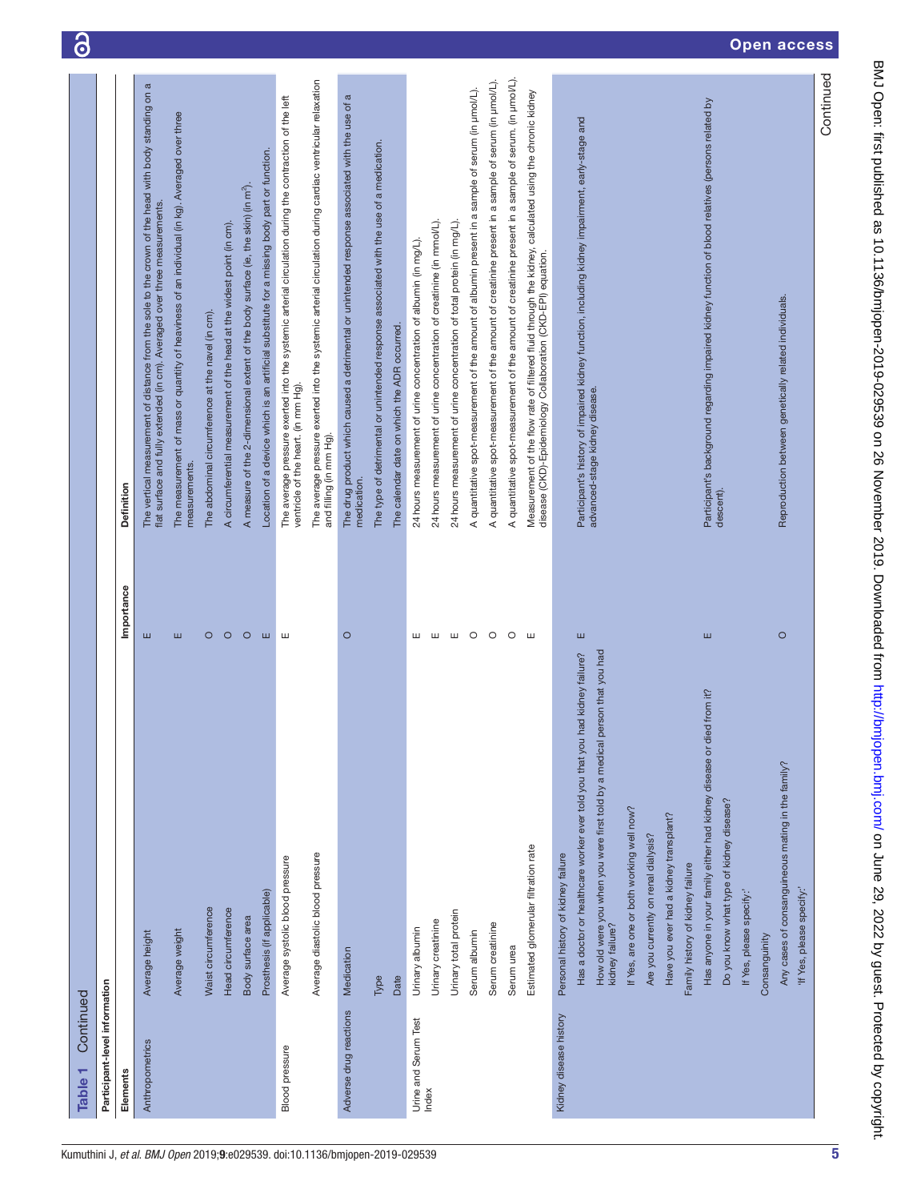**Table 1** Continued

| Participant-level information | | | |
|---|---|---|---|
| **Elements** | | **Importance** | **Definition** |
| Anthropometrics | Average height | E | The vertical measurement of distance from the sole to the crown of the head with body standing on a flat surface and fully extended (in cm). Averaged over three measurements. |
| | Average weight | E | The measurement of mass or quantity of heaviness of an individual (in kg). Averaged over three measurements. |
| | Waist circumference | O | The abdominal circumference at the navel (in cm). |
| | Head circumference | O | A circumferential measurement of the head at the widest point (in cm). |
| | Body surface area | O | A measure of the 2-dimensional extent of the body surface (ie, the skin) (in $m^2$). |
| | Prosthesis (if applicable) | E | Location of a device which is an artificial substitute for a missing body part or function. |
| Blood pressure | Average systolic blood pressure | E | The average pressure exerted into the systemic arterial circulation during the contraction of the left ventricle of the heart. (in mm Hg). |
| | Average diastolic blood pressure | | The average pressure exerted into the systemic arterial circulation during cardiac ventricular relaxation and filling (in mm Hg). |
| Adverse drug reactions | Medication | O | The drug product which caused a detrimental or unintended response associated with the use of a medication. |
| | Type | | The type of detrimental or unintended response associated with the use of a medication. |
| | Date | | The calendar date on which the ADR occurred. |
| Urine and Serum Test Index | Urinary albumin | E | 24 hours measurement of urine concentration of albumin (in mg/L). |
| | Urinary creatinine | E | 24 hours measurement of urine concentration of creatinine (in mmol/L). |
| | Urinary total protein | E | 24 hours measurement of urine concentration of total protein (in mg/L). |
| | Serum albumin | O | A quantitative spot-measurement of the amount of albumin present in a sample of serum (in µmol/L). |
| | Serum creatinine | O | A quantitative spot-measurement of the amount of creatinine present in a sample of serum (in µmol/L). |
| | Serum urea | O | A quantitative spot-measurement of the amount of creatinine present in a sample of serum. (in µmol/L). |
| | Estimated glomerular filtration rate | E | Measurement of the flow rate of filtered fluid through the kidney, calculated using the chronic kidney disease (CKD)-Epidemiology Collaboration (CKD-EPI) equation. |
| Kidney disease history | Personal history of kidney failure | | |
| | Has a doctor or healthcare worker ever told you that you had kidney failure? | E | Participant's history of impaired kidney function, including kidney impairment, early-stage and advanced-stage kidney disease. |
| | How old were you when you were first told by a medical person that you had kidney failure? | | |
| | If Yes, are one or both working well now? | | |
| | Are you currently on renal dialysis? | | |
| | Have you ever had a kidney transplant? | | |
| | Family history of kidney failure | | |
| | Has anyone in your family either had kidney disease or died from it? | E | Participant's background regarding impaired kidney function of blood relatives (persons related by descent). |
| | Do you know what type of kidney disease? | | |
| | If Yes, please specify:' | | |
| | Consanguinity | | |
| | Any cases of consanguineous mating in the family? | O | Reproduction between genetically related individuals. |
| | 'If Yes, please specify:' | | |

Continued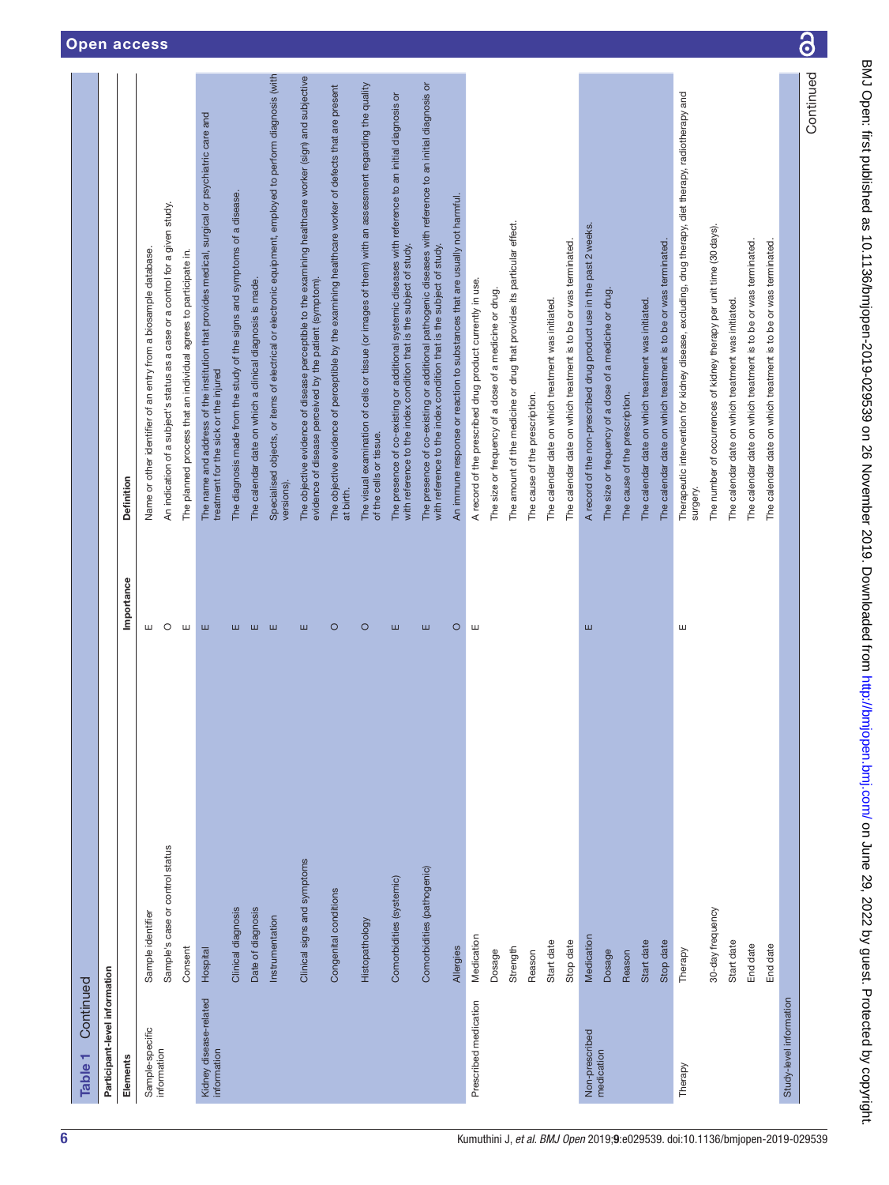**Table 1** Continued

| Participant-level information | | | |
|---|---|---|---|
| **Elements** | | **Importance** | **Definition** |
| Sample-specific information | Sample identifier | E | Name or other identifier of an entry from a biosample database. |
| | Sample's case or control status | O | An indication of a subject's status as a case or a control for a given study. |
| | Consent | E | The planned process that an individual agrees to participate in. |
| Kidney disease-related information | Hospital | E | The name and address of the institution that provides medical, surgical or psychiatric care and treatment for the sick or the injured |
| | Clinical diagnosis | E | The diagnosis made from the study of the signs and symptoms of a disease. |
| | Date of diagnosis | E | The calendar date on which a clinical diagnosis is made. |
| | Instrumentation | E | Specialised objects, or items of electrical or electronic equipment, employed to perform diagnosis (with versions). |
| | Clinical signs and symptoms | E | The objective evidence of disease perceptible to the examining healthcare worker (sign) and subjective evidence of disease perceived by the patient (symptom). |
| | Congenital conditions | O | The objective evidence of perceptible by the examining healthcare worker of defects that are present at birth. |
| | Histopathology | O | The visual examination of cells or tissue (or images of them) with an assessment regarding the quality of the cells or tissue. |
| | Comorbidities (systemic) | E | The presence of co-existing or additional systemic diseases with reference to an initial diagnosis or with reference to the index condition that is the subject of study. |
| | Comorbidities (pathogenic) | E | The presence of co-existing or additional pathogenic diseases with reference to an initial diagnosis or with reference to the index condition that is the subject of study. |
| | Allergies | O | An immune response or reaction to substances that are usually not harmful. |
| Prescribed medication | Medication | E | A record of the prescribed drug product currently in use. |
| | Dosage | | The size or frequency of a dose of a medicine or drug. |
| | Strength | | The amount of the medicine or drug that provides its particular effect. |
| | Reason | | The cause of the prescription. |
| | Start date | | The calendar date on which treatment was initiated. |
| | Stop date | | The calendar date on which treatment is to be or was terminated. |
| Non-prescribed medication | Medication | E | A record of the non-prescribed drug product use in the past 2 weeks. |
| | Dosage | | The size or frequency of a dose of a medicine or drug. |
| | Reason | | The cause of the prescription. |
| | Start date | | The calendar date on which treatment was initiated. |
| | Stop date | | The calendar date on which treatment is to be or was terminated. |
| Therapy | Therapy | E | Therapeutic intervention for kidney disease, excluding, drug therapy, diet therapy, radiotherapy and surgery. |
| | 30-day frequency | | The number of occurrences of kidney therapy per unit time (30 days). |
| | Start date | | The calendar date on which treatment was initiated. |
| | End date | | The calendar date on which treatment is to be or was terminated. |
| | End date | | The calendar date on which treatment is to be or was terminated. |
| Study-level information | | | |

Continued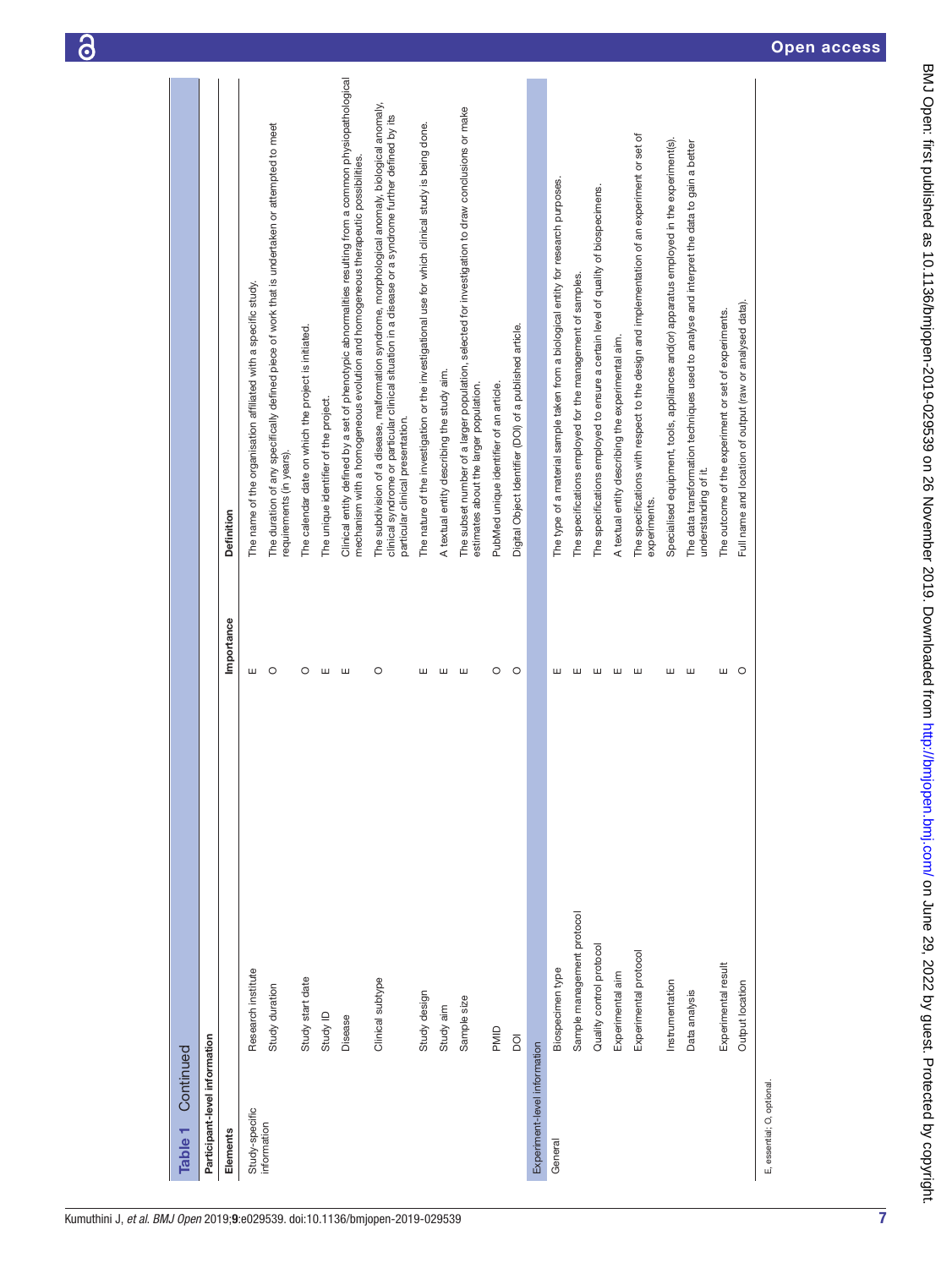**Table 1** Continued

| Elements | | Importance | Definition |
|---|---|---|---|
| **Participant-level information** | | | |
| Study-specific information | Research institute | E | The name of the organisation affiliated with a specific study. |
| | Study duration | O | The duration of any specifically defined piece of work that is undertaken or attempted to meet requirements (in years). |
| | Study start date | O | The calendar date on which the project is initiated. |
| | Study ID | E | The unique identifier of the project. |
| | Disease | E | Clinical entity defined by a set of phenotypic abnormalities resulting from a common physiopathological mechanism with a homogeneous evolution and homogeneous therapeutic possibilities. |
| | Clinical subtype | O | The subdivision of a disease, malformation syndrome, morphological anomaly, biological anomaly, clinical syndrome or particular clinical situation in a disease or a syndrome further defined by its particular clinical presentation. |
| | Study design | E | The nature of the investigation or the investigational use for which clinical study is being done. |
| | Study aim | E | A textual entity describing the study aim. |
| | Sample size | E | The subset number of a larger population, selected for investigation to draw conclusions or make estimates about the larger population. |
| | PMID | O | PubMed unique identifier of an article. |
| | DOI | O | Digital Object Identifier (DOI) of a published article. |
| **Experiment-level information** | | | |
| General | Biospecimen type | E | The type of a material sample taken from a biological entity for research purposes. |
| | Sample management protocol | E | The specifications employed for the management of samples. |
| | Quality control protocol | E | The specifications employed to ensure a certain level of quality of biospecimens. |
| | Experimental aim | E | A textual entity describing the experimental aim. |
| | Experimental protocol | E | The specifications with respect to the design and implementation of an experiment or set of experiments. |
| | Instrumentation | E | Specialised equipment, tools, appliances and(or) apparatus employed in the experiment(s). |
| | Data analysis | E | The data transformation techniques used to analyse and interpret the data to gain a better understanding of it. |
| | Experimental result | E | The outcome of the experiment or set of experiments. |
| | Output location | O | Full name and location of output (raw or analysed data). |

E, essential; O, optional.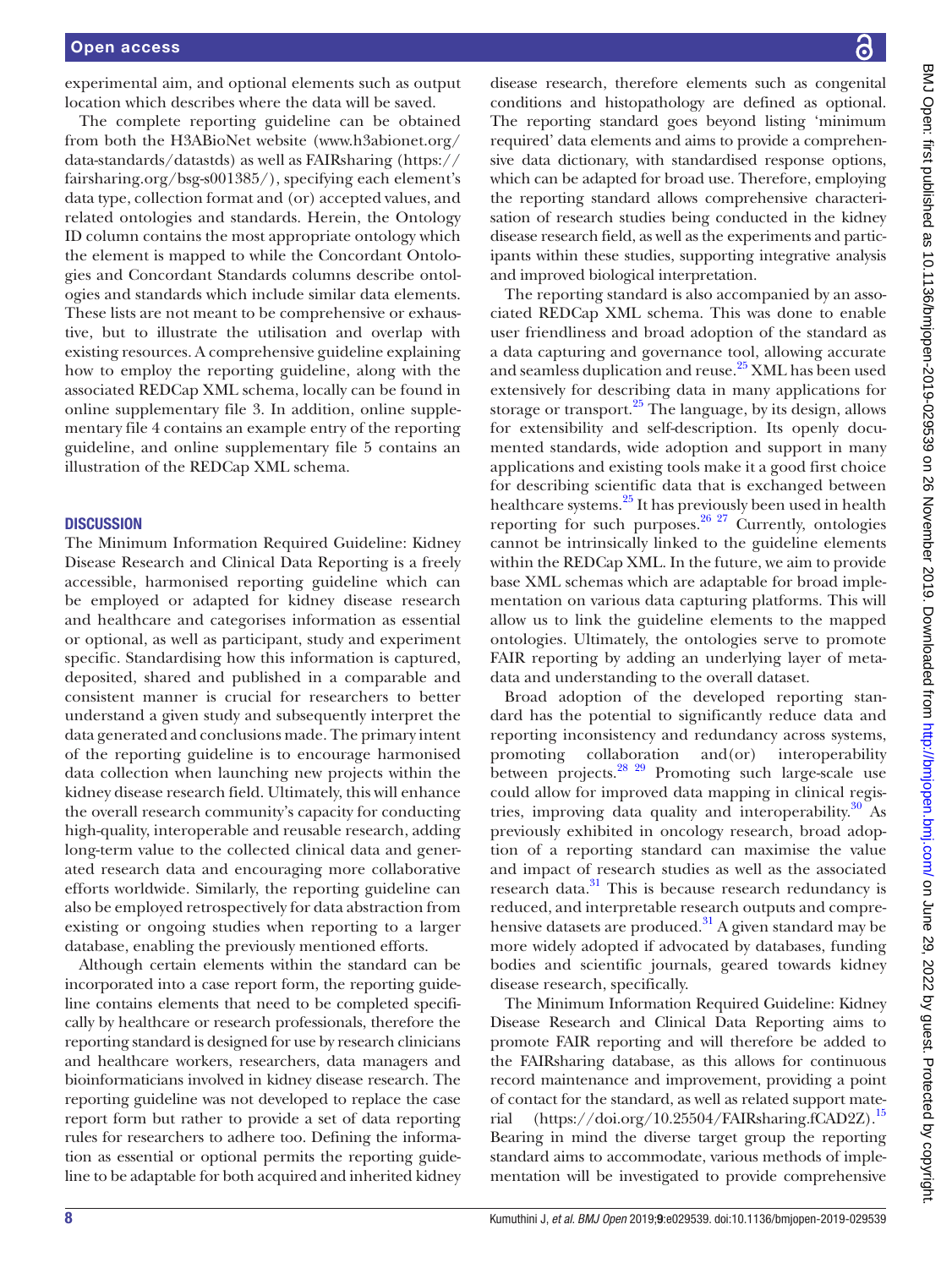experimental aim, and optional elements such as output location which describes where the data will be saved.

The complete reporting guideline can be obtained from both the H3ABioNet website (www.h3abionet.org/data-standards/datastds) as well as FAIRsharing (https://fairsharing.org/bsg-s001385/), specifying each element's data type, collection format and (or) accepted values, and related ontologies and standards. Herein, the Ontology ID column contains the most appropriate ontology which the element is mapped to while the Concordant Ontologies and Concordant Standards columns describe ontologies and standards which include similar data elements. These lists are not meant to be comprehensive or exhaustive, but to illustrate the utilisation and overlap with existing resources. A comprehensive guideline explaining how to employ the reporting guideline, along with the associated REDCap XML schema, locally can be found in online supplementary file 3. In addition, online supplementary file 4 contains an example entry of the reporting guideline, and online supplementary file 5 contains an illustration of the REDCap XML schema.

## DISCUSSION

The Minimum Information Required Guideline: Kidney Disease Research and Clinical Data Reporting is a freely accessible, harmonised reporting guideline which can be employed or adapted for kidney disease research and healthcare and categorises information as essential or optional, as well as participant, study and experiment specific. Standardising how this information is captured, deposited, shared and published in a comparable and consistent manner is crucial for researchers to better understand a given study and subsequently interpret the data generated and conclusions made. The primary intent of the reporting guideline is to encourage harmonised data collection when launching new projects within the kidney disease research field. Ultimately, this will enhance the overall research community's capacity for conducting high-quality, interoperable and reusable research, adding long-term value to the collected clinical data and generated research data and encouraging more collaborative efforts worldwide. Similarly, the reporting guideline can also be employed retrospectively for data abstraction from existing or ongoing studies when reporting to a larger database, enabling the previously mentioned efforts.

Although certain elements within the standard can be incorporated into a case report form, the reporting guideline contains elements that need to be completed specifically by healthcare or research professionals, therefore the reporting standard is designed for use by research clinicians and healthcare workers, researchers, data managers and bioinformaticians involved in kidney disease research. The reporting guideline was not developed to replace the case report form but rather to provide a set of data reporting rules for researchers to adhere too. Defining the information as essential or optional permits the reporting guideline to be adaptable for both acquired and inherited kidney disease research, therefore elements such as congenital conditions and histopathology are defined as optional. The reporting standard goes beyond listing 'minimum required' data elements and aims to provide a comprehensive data dictionary, with standardised response options, which can be adapted for broad use. Therefore, employing the reporting standard allows comprehensive characterisation of research studies being conducted in the kidney disease research field, as well as the experiments and participants within these studies, supporting integrative analysis and improved biological interpretation.

The reporting standard is also accompanied by an associated REDCap XML schema. This was done to enable user friendliness and broad adoption of the standard as a data capturing and governance tool, allowing accurate and seamless duplication and reuse.[25] XML has been used extensively for describing data in many applications for storage or transport.[25] The language, by its design, allows for extensibility and self-description. Its openly documented standards, wide adoption and support in many applications and existing tools make it a good first choice for describing scientific data that is exchanged between healthcare systems.[25] It has previously been used in health reporting for such purposes.[26 27] Currently, ontologies cannot be intrinsically linked to the guideline elements within the REDCap XML. In the future, we aim to provide base XML schemas which are adaptable for broad implementation on various data capturing platforms. This will allow us to link the guideline elements to the mapped ontologies. Ultimately, the ontologies serve to promote FAIR reporting by adding an underlying layer of metadata and understanding to the overall dataset.

Broad adoption of the developed reporting standard has the potential to significantly reduce data and reporting inconsistency and redundancy across systems, promoting collaboration and(or) interoperability between projects.[28 29] Promoting such large-scale use could allow for improved data mapping in clinical registries, improving data quality and interoperability.[30] As previously exhibited in oncology research, broad adoption of a reporting standard can maximise the value and impact of research studies as well as the associated research data.[31] This is because research redundancy is reduced, and interpretable research outputs and comprehensive datasets are produced.[31] A given standard may be more widely adopted if advocated by databases, funding bodies and scientific journals, geared towards kidney disease research, specifically.

The Minimum Information Required Guideline: Kidney Disease Research and Clinical Data Reporting aims to promote FAIR reporting and will therefore be added to the FAIRsharing database, as this allows for continuous record maintenance and improvement, providing a point of contact for the standard, as well as related support material (https://doi.org/10.25504/FAIRsharing.fCAD2Z).[15] Bearing in mind the diverse target group the reporting standard aims to accommodate, various methods of implementation will be investigated to provide comprehensive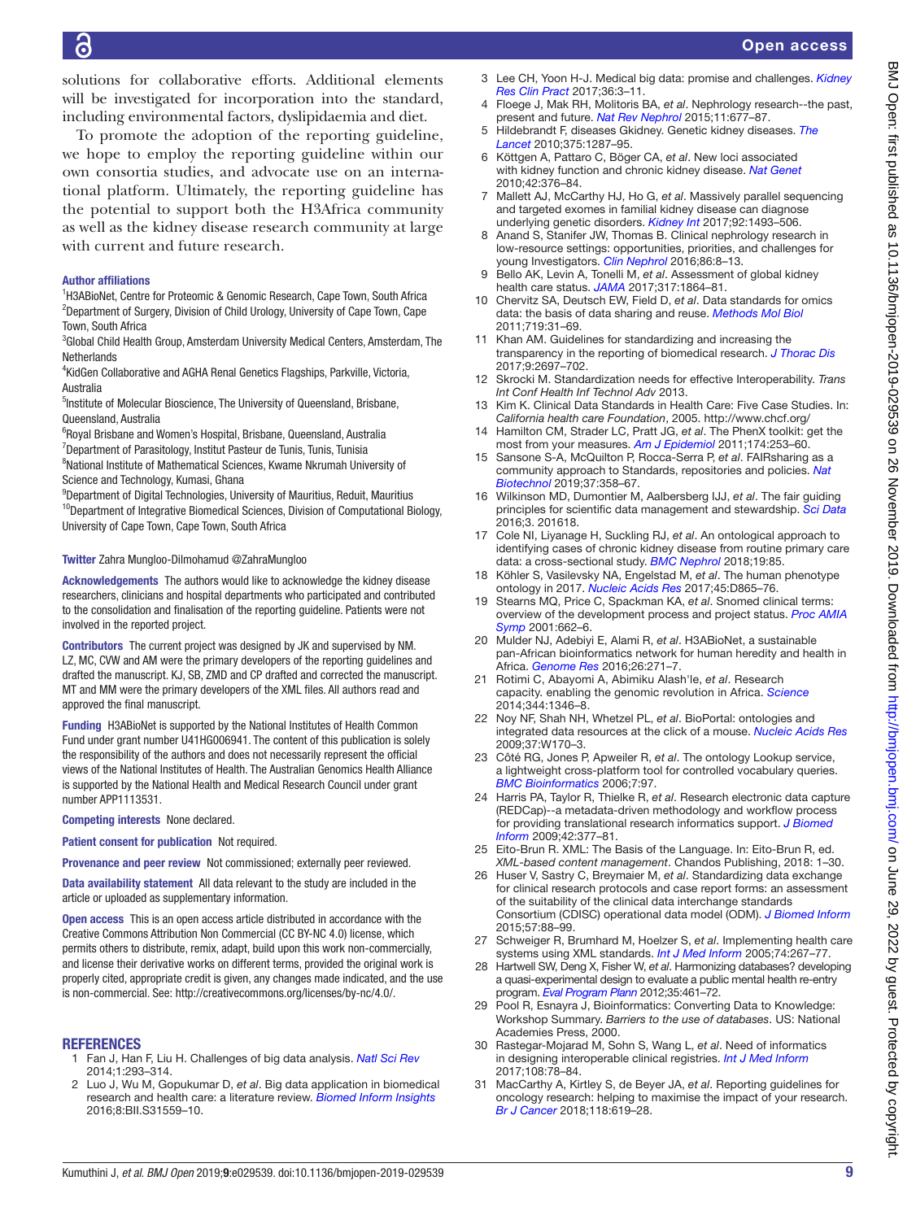solutions for collaborative efforts. Additional elements will be investigated for incorporation into the standard, including environmental factors, dyslipidaemia and diet.

To promote the adoption of the reporting guideline, we hope to employ the reporting guideline within our own consortia studies, and advocate use on an international platform. Ultimately, the reporting guideline has the potential to support both the H3Africa community as well as the kidney disease research community at large with current and future research.

### Author affiliations

[1]H3ABioNet, Centre for Proteomic & Genomic Research, Cape Town, South Africa
[2]Department of Surgery, Division of Child Urology, University of Cape Town, Cape Town, South Africa
[3]Global Child Health Group, Amsterdam University Medical Centers, Amsterdam, The Netherlands
[4]KidGen Collaborative and AGHA Renal Genetics Flagships, Parkville, Victoria, Australia
[5]Institute of Molecular Bioscience, The University of Queensland, Brisbane, Queensland, Australia
[6]Royal Brisbane and Women's Hospital, Brisbane, Queensland, Australia
[7]Department of Parasitology, Institut Pasteur de Tunis, Tunis, Tunisia
[8]National Institute of Mathematical Sciences, Kwame Nkrumah University of Science and Technology, Kumasi, Ghana
[9]Department of Digital Technologies, University of Mauritius, Reduit, Mauritius
[10]Department of Integrative Biomedical Sciences, Division of Computational Biology, University of Cape Town, Cape Town, South Africa

**Twitter** Zahra Mungloo-Dilmohamud @ZahraMungloo

**Acknowledgements** The authors would like to acknowledge the kidney disease researchers, clinicians and hospital departments who participated and contributed to the consolidation and finalisation of the reporting guideline. Patients were not involved in the reported project.

**Contributors** The current project was designed by JK and supervised by NM. LZ, MC, CVW and AM were the primary developers of the reporting guidelines and drafted the manuscript. KJ, SB, ZMD and CP drafted and corrected the manuscript. MT and MM were the primary developers of the XML files. All authors read and approved the final manuscript.

**Funding** H3ABioNet is supported by the National Institutes of Health Common Fund under grant number U41HG006941. The content of this publication is solely the responsibility of the authors and does not necessarily represent the official views of the National Institutes of Health. The Australian Genomics Health Alliance is supported by the National Health and Medical Research Council under grant number APP1113531.

**Competing interests** None declared.

**Patient consent for publication** Not required.

**Provenance and peer review** Not commissioned; externally peer reviewed.

**Data availability statement** All data relevant to the study are included in the article or uploaded as supplementary information.

**Open access** This is an open access article distributed in accordance with the Creative Commons Attribution Non Commercial (CC BY-NC 4.0) license, which permits others to distribute, remix, adapt, build upon this work non-commercially, and license their derivative works on different terms, provided the original work is properly cited, appropriate credit is given, any changes made indicated, and the use is non-commercial. See: http://creativecommons.org/licenses/by-nc/4.0/.

## REFERENCES

1. Fan J, Han F, Liu H. Challenges of big data analysis. *Natl Sci Rev* 2014;1:293–314.
2. Luo J, Wu M, Gopukumar D, *et al*. Big data application in biomedical research and health care: a literature review. *Biomed Inform Insights* 2016;8:BII.S31559–10.
3. Lee CH, Yoon H-J. Medical big data: promise and challenges. *Kidney Res Clin Pract* 2017;36:3–11.
4. Floege J, Mak RH, Molitoris BA, *et al*. Nephrology research--the past, present and future. *Nat Rev Nephrol* 2015;11:677–87.
5. Hildebrandt F, diseases Gkidney. Genetic kidney diseases. *The Lancet* 2010;375:1287–95.
6. Köttgen A, Pattaro C, Böger CA, *et al*. New loci associated with kidney function and chronic kidney disease. *Nat Genet* 2010;42:376–84.
7. Mallett AJ, McCarthy HJ, Ho G, *et al*. Massively parallel sequencing and targeted exomes in familial kidney disease can diagnose underlying genetic disorders. *Kidney Int* 2017;92:1493–506.
8. Anand S, Stanifer JW, Thomas B. Clinical nephrology research in low-resource settings: opportunities, priorities, and challenges for young Investigators. *Clin Nephrol* 2016;86:8–13.
9. Bello AK, Levin A, Tonelli M, *et al*. Assessment of global kidney health care status. *JAMA* 2017;317:1864–81.
10. Chervitz SA, Deutsch EW, Field D, *et al*. Data standards for omics data: the basis of data sharing and reuse. *Methods Mol Biol* 2011;719:31–69.
11. Khan AM. Guidelines for standardizing and increasing the transparency in the reporting of biomedical research. *J Thorac Dis* 2017;9:2697–702.
12. Skrocki M. Standardization needs for effective Interoperability. *Trans Int Conf Health Inf Technol Adv* 2013.
13. Kim K. Clinical Data Standards in Health Care: Five Case Studies. In: *California health care Foundation*, 2005. http://www.chcf.org/
14. Hamilton CM, Strader LC, Pratt JG, *et al*. The PhenX toolkit: get the most from your measures. *Am J Epidemiol* 2011;174:253–60.
15. Sansone S-A, McQuilton P, Rocca-Serra P, *et al*. FAIRsharing as a community approach to Standards, repositories and policies. *Nat Biotechnol* 2019;37:358–67.
16. Wilkinson MD, Dumontier M, Aalbersberg IJJ, *et al*. The fair guiding principles for scientific data management and stewardship. *Sci Data* 2016;3. 201618.
17. Cole NI, Liyanage H, Suckling RJ, *et al*. An ontological approach to identifying cases of chronic kidney disease from routine primary care data: a cross-sectional study. *BMC Nephrol* 2018;19:85.
18. Köhler S, Vasilevsky NA, Engelstad M, *et al*. The human phenotype ontology in 2017. *Nucleic Acids Res* 2017;45:D865–76.
19. Stearns MQ, Price C, Spackman KA, *et al*. Snomed clinical terms: overview of the development process and project status. *Proc AMIA Symp* 2001:662–6.
20. Mulder NJ, Adebiyi E, Alami R, *et al*. H3ABioNet, a sustainable pan-African bioinformatics network for human heredity and health in Africa. *Genome Res* 2016;26:271–7.
21. Rotimi C, Abayomi A, Abimiku Alash'le, *et al*. Research capacity. enabling the genomic revolution in Africa. *Science* 2014;344:1346–8.
22. Noy NF, Shah NH, Whetzel PL, *et al*. BioPortal: ontologies and integrated data resources at the click of a mouse. *Nucleic Acids Res* 2009;37:W170–3.
23. Côté RG, Jones P, Apweiler R, *et al*. The ontology Lookup service, a lightweight cross-platform tool for controlled vocabulary queries. *BMC Bioinformatics* 2006;7:97.
24. Harris PA, Taylor R, Thielke R, *et al*. Research electronic data capture (REDCap)--a metadata-driven methodology and workflow process for providing translational research informatics support. *J Biomed Inform* 2009;42:377–81.
25. Eito-Brun R. XML: The Basis of the Language. In: Eito-Brun R, ed. *XML-based content management*. Chandos Publishing, 2018: 1–30.
26. Huser V, Sastry C, Breymaier M, *et al*. Standardizing data exchange for clinical research protocols and case report forms: an assessment of the suitability of the clinical data interchange standards Consortium (CDISC) operational data model (ODM). *J Biomed Inform* 2015;57:88–99.
27. Schweiger R, Brumhard M, Hoelzer S, *et al*. Implementing health care systems using XML standards. *Int J Med Inform* 2005;74:267–77.
28. Hartwell SW, Deng X, Fisher W, *et al*. Harmonizing databases? developing a quasi-experimental design to evaluate a public mental health re-entry program. *Eval Program Plann* 2012;35:461–72.
29. Pool R, Esnayra J, Bioinformatics: Converting Data to Knowledge: Workshop Summary. *Barriers to the use of databases*. US: National Academies Press, 2000.
30. Rastegar-Mojarad M, Sohn S, Wang L, *et al*. Need of informatics in designing interoperable clinical registries. *Int J Med Inform* 2017;108:78–84.
31. MacCarthy A, Kirtley S, de Beyer JA, *et al*. Reporting guidelines for oncology research: helping to maximise the impact of your research. *Br J Cancer* 2018;118:619–28.